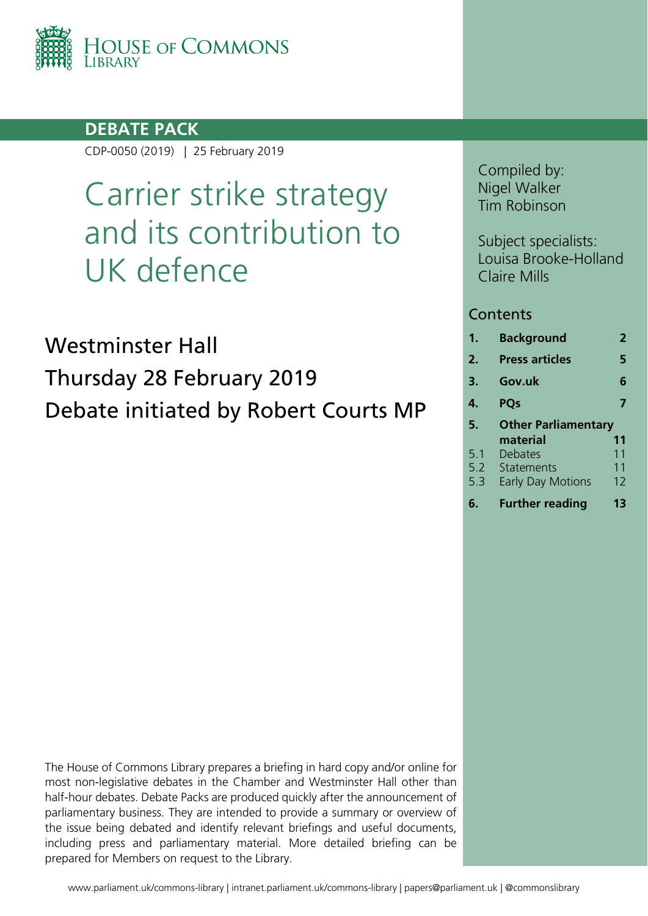HOUSE OF COMMONS LIBRARY

**DEBATE PACK**

CDP-0050 (2019) | 25 February 2019

# Carrier strike strategy and its contribution to UK defence

## Westminster Hall
## Thursday 28 February 2019
## Debate initiated by Robert Courts MP

Compiled by:
Nigel Walker
Tim Robinson

Subject specialists:
Louisa Brooke-Holland
Claire Mills

### Contents

| | | |
|---|---|---|
| **1.** | **Background** | **2** |
| **2.** | **Press articles** | **5** |
| **3.** | **Gov.uk** | **6** |
| **4.** | **PQs** | **7** |
| **5.** | **Other Parliamentary material** | **11** |
| 5.1 | Debates | 11 |
| 5.2 | Statements | 11 |
| 5.3 | Early Day Motions | 12 |
| **6.** | **Further reading** | **13** |

The House of Commons Library prepares a briefing in hard copy and/or online for most non-legislative debates in the Chamber and Westminster Hall other than half-hour debates. Debate Packs are produced quickly after the announcement of parliamentary business. They are intended to provide a summary or overview of the issue being debated and identify relevant briefings and useful documents, including press and parliamentary material. More detailed briefing can be prepared for Members on request to the Library.

www.parliament.uk/commons-library | intranet.parliament.uk/commons-library | papers@parliament.uk | @commonslibrary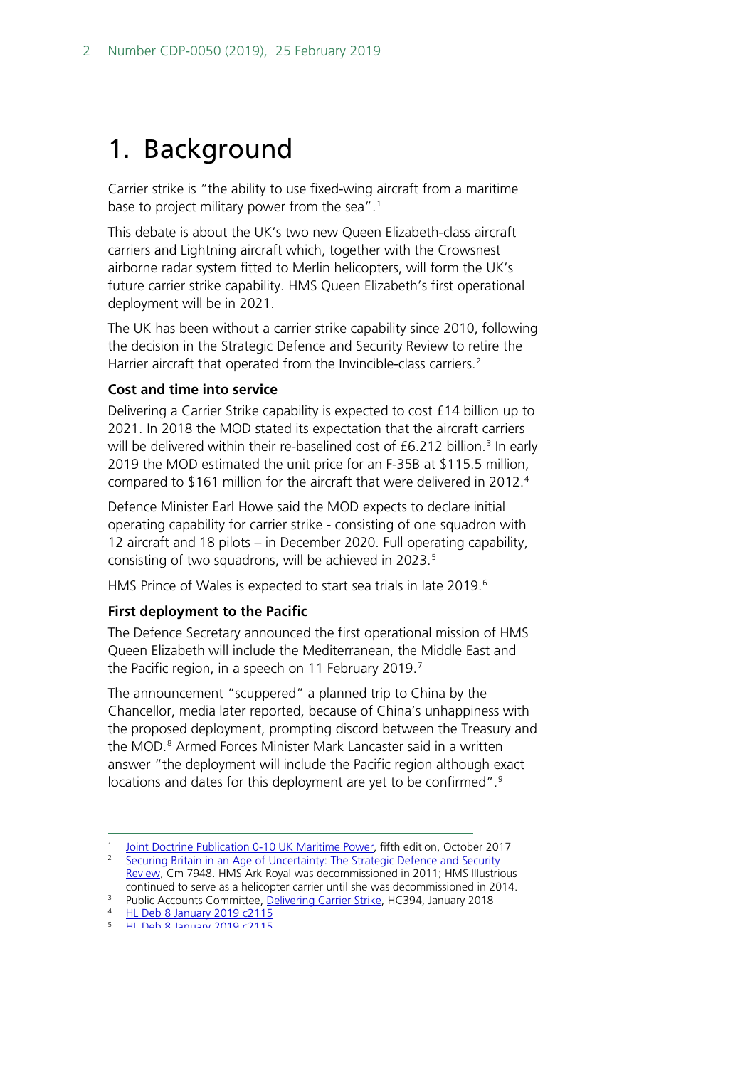# 1. Background

Carrier strike is "the ability to use fixed-wing aircraft from a maritime base to project military power from the sea".[1]

This debate is about the UK's two new Queen Elizabeth-class aircraft carriers and Lightning aircraft which, together with the Crowsnest airborne radar system fitted to Merlin helicopters, will form the UK's future carrier strike capability. HMS Queen Elizabeth's first operational deployment will be in 2021.

The UK has been without a carrier strike capability since 2010, following the decision in the Strategic Defence and Security Review to retire the Harrier aircraft that operated from the Invincible-class carriers.[2]

### Cost and time into service

Delivering a Carrier Strike capability is expected to cost £14 billion up to 2021. In 2018 the MOD stated its expectation that the aircraft carriers will be delivered within their re-baselined cost of £6.212 billion.[3] In early 2019 the MOD estimated the unit price for an F-35B at $115.5 million, compared to $161 million for the aircraft that were delivered in 2012.[4]

Defence Minister Earl Howe said the MOD expects to declare initial operating capability for carrier strike - consisting of one squadron with 12 aircraft and 18 pilots – in December 2020. Full operating capability, consisting of two squadrons, will be achieved in 2023.[5]

HMS Prince of Wales is expected to start sea trials in late 2019.[6]

### First deployment to the Pacific

The Defence Secretary announced the first operational mission of HMS Queen Elizabeth will include the Mediterranean, the Middle East and the Pacific region, in a speech on 11 February 2019.[7]

The announcement "scuppered" a planned trip to China by the Chancellor, media later reported, because of China's unhappiness with the proposed deployment, prompting discord between the Treasury and the MOD.[8] Armed Forces Minister Mark Lancaster said in a written answer "the deployment will include the Pacific region although exact locations and dates for this deployment are yet to be confirmed".[9]

---

[1] Joint Doctrine Publication 0-10 UK Maritime Power, fifth edition, October 2017

[2] Securing Britain in an Age of Uncertainty: The Strategic Defence and Security Review, Cm 7948. HMS Ark Royal was decommissioned in 2011; HMS Illustrious continued to serve as a helicopter carrier until she was decommissioned in 2014.

[3] Public Accounts Committee, Delivering Carrier Strike, HC394, January 2018

[4] HL Deb 8 January 2019 c2115

[5] HL Deb 8 January 2019 c2115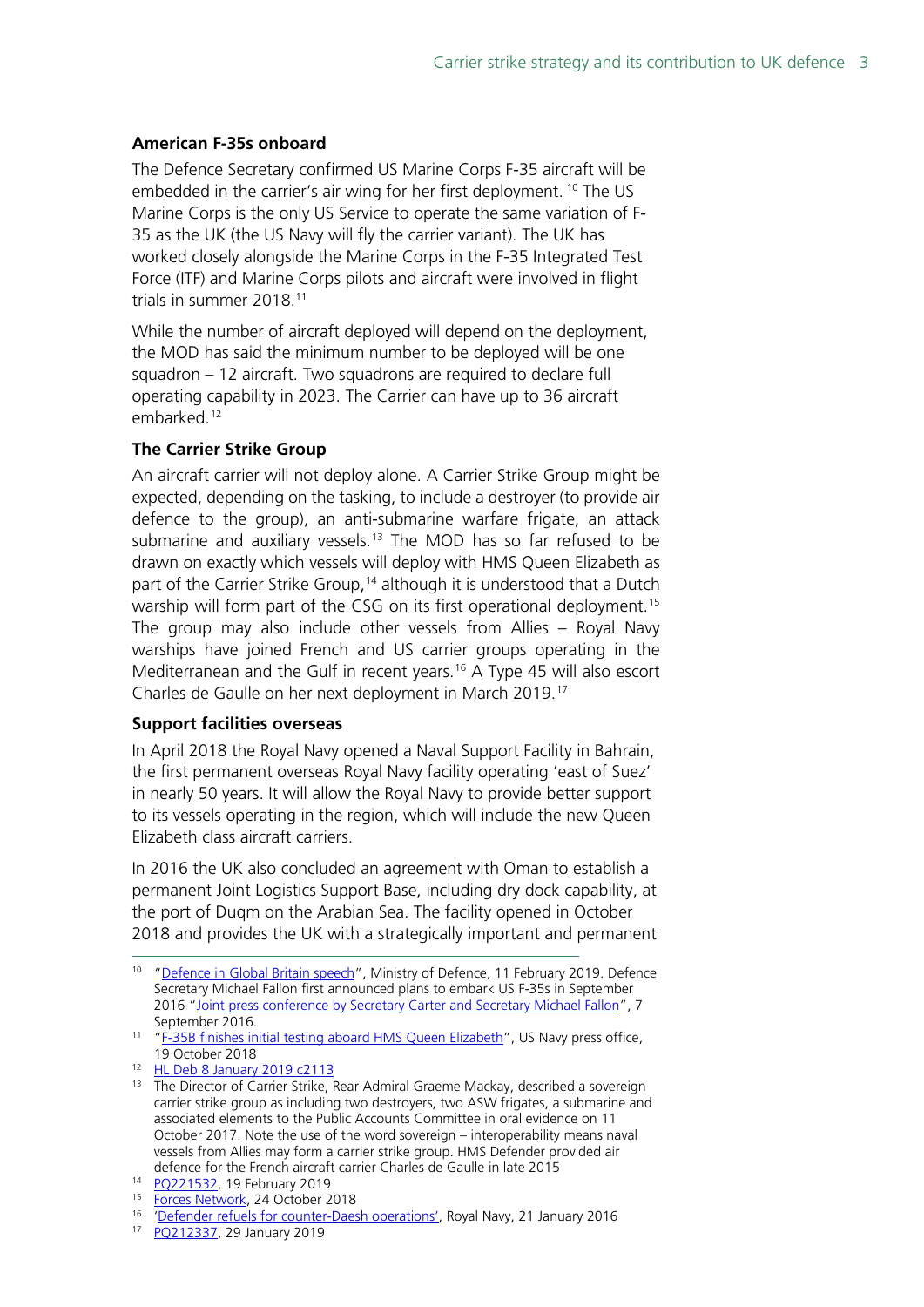### American F-35s onboard

The Defence Secretary confirmed US Marine Corps F-35 aircraft will be embedded in the carrier's air wing for her first deployment. [10] The US Marine Corps is the only US Service to operate the same variation of F-35 as the UK (the US Navy will fly the carrier variant). The UK has worked closely alongside the Marine Corps in the F-35 Integrated Test Force (ITF) and Marine Corps pilots and aircraft were involved in flight trials in summer 2018.[11]

While the number of aircraft deployed will depend on the deployment, the MOD has said the minimum number to be deployed will be one squadron – 12 aircraft. Two squadrons are required to declare full operating capability in 2023. The Carrier can have up to 36 aircraft embarked.[12]

### The Carrier Strike Group

An aircraft carrier will not deploy alone. A Carrier Strike Group might be expected, depending on the tasking, to include a destroyer (to provide air defence to the group), an anti-submarine warfare frigate, an attack submarine and auxiliary vessels.[13] The MOD has so far refused to be drawn on exactly which vessels will deploy with HMS Queen Elizabeth as part of the Carrier Strike Group,[14] although it is understood that a Dutch warship will form part of the CSG on its first operational deployment.[15] The group may also include other vessels from Allies – Royal Navy warships have joined French and US carrier groups operating in the Mediterranean and the Gulf in recent years.[16] A Type 45 will also escort Charles de Gaulle on her next deployment in March 2019.[17]

### Support facilities overseas

In April 2018 the Royal Navy opened a Naval Support Facility in Bahrain, the first permanent overseas Royal Navy facility operating 'east of Suez' in nearly 50 years. It will allow the Royal Navy to provide better support to its vessels operating in the region, which will include the new Queen Elizabeth class aircraft carriers.

In 2016 the UK also concluded an agreement with Oman to establish a permanent Joint Logistics Support Base, including dry dock capability, at the port of Duqm on the Arabian Sea. The facility opened in October 2018 and provides the UK with a strategically important and permanent

---

[10] "Defence in Global Britain speech", Ministry of Defence, 11 February 2019. Defence Secretary Michael Fallon first announced plans to embark US F-35s in September 2016 "Joint press conference by Secretary Carter and Secretary Michael Fallon", 7 September 2016.

[11] "F-35B finishes initial testing aboard HMS Queen Elizabeth", US Navy press office, 19 October 2018

[12] HL Deb 8 January 2019 c2113

[13] The Director of Carrier Strike, Rear Admiral Graeme Mackay, described a sovereign carrier strike group as including two destroyers, two ASW frigates, a submarine and associated elements to the Public Accounts Committee in oral evidence on 11 October 2017. Note the use of the word sovereign – interoperability means naval vessels from Allies may form a carrier strike group. HMS Defender provided air defence for the French aircraft carrier Charles de Gaulle in late 2015

[14] PQ221532, 19 February 2019

[15] Forces Network, 24 October 2018

[16] 'Defender refuels for counter-Daesh operations', Royal Navy, 21 January 2016

[17] PQ212337, 29 January 2019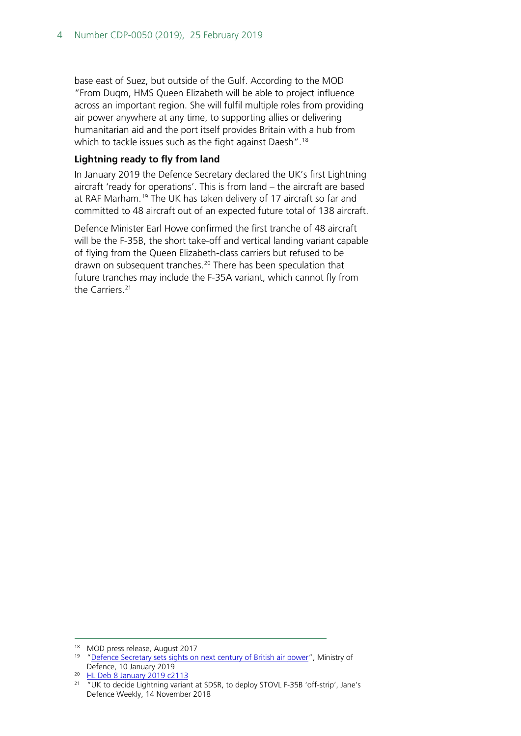base east of Suez, but outside of the Gulf. According to the MOD "From Duqm, HMS Queen Elizabeth will be able to project influence across an important region. She will fulfil multiple roles from providing air power anywhere at any time, to supporting allies or delivering humanitarian aid and the port itself provides Britain with a hub from which to tackle issues such as the fight against Daesh".[18]

### Lightning ready to fly from land

In January 2019 the Defence Secretary declared the UK's first Lightning aircraft 'ready for operations'. This is from land – the aircraft are based at RAF Marham.[19] The UK has taken delivery of 17 aircraft so far and committed to 48 aircraft out of an expected future total of 138 aircraft.

Defence Minister Earl Howe confirmed the first tranche of 48 aircraft will be the F-35B, the short take-off and vertical landing variant capable of flying from the Queen Elizabeth-class carriers but refused to be drawn on subsequent tranches.[20] There has been speculation that future tranches may include the F-35A variant, which cannot fly from the Carriers.[21]

---

[18] MOD press release, August 2017

[19] "Defence Secretary sets sights on next century of British air power", Ministry of Defence, 10 January 2019

[20] HL Deb 8 January 2019 c2113

[21] "UK to decide Lightning variant at SDSR, to deploy STOVL F-35B 'off-strip', Jane's Defence Weekly, 14 November 2018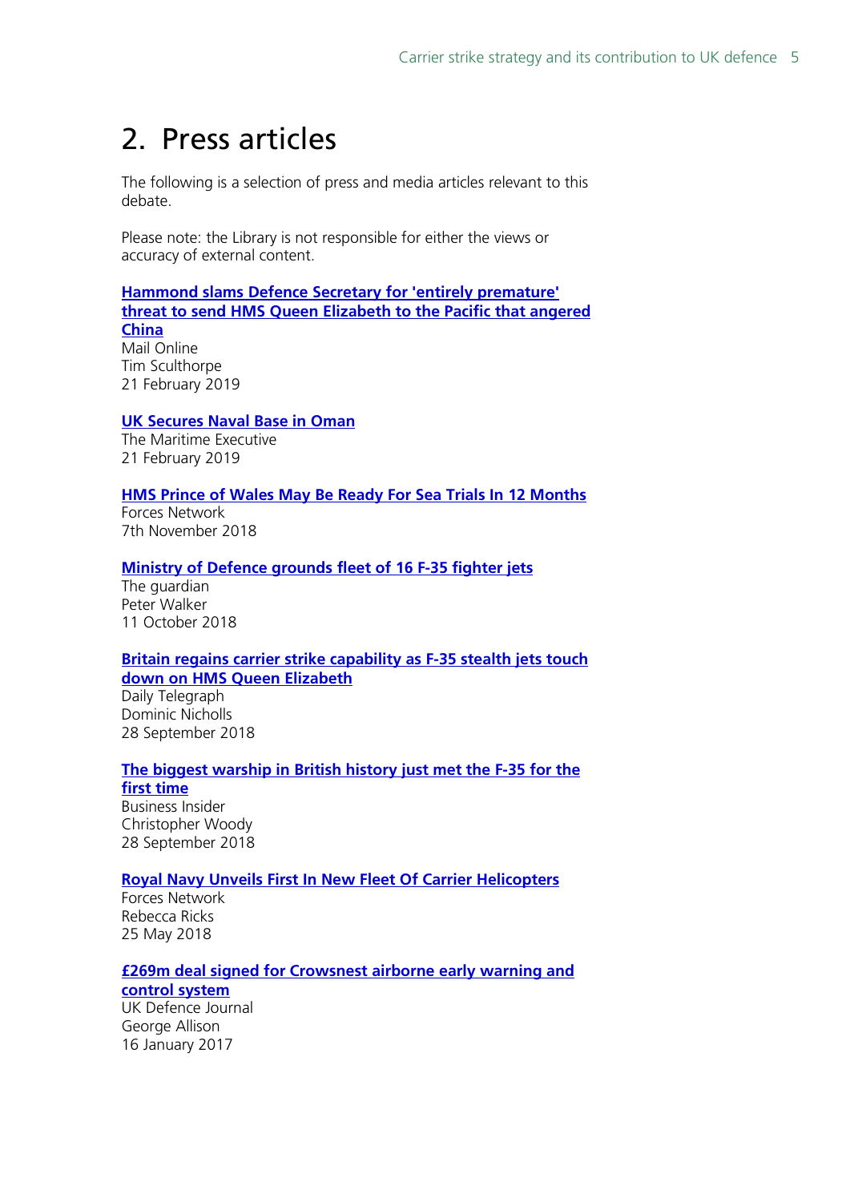# 2. Press articles

The following is a selection of press and media articles relevant to this debate.

Please note: the Library is not responsible for either the views or accuracy of external content.

**Hammond slams Defence Secretary for 'entirely premature' threat to send HMS Queen Elizabeth to the Pacific that angered China**
Mail Online
Tim Sculthorpe
21 February 2019

**UK Secures Naval Base in Oman**
The Maritime Executive
21 February 2019

**HMS Prince of Wales May Be Ready For Sea Trials In 12 Months**
Forces Network
7th November 2018

**Ministry of Defence grounds fleet of 16 F-35 fighter jets**
The guardian
Peter Walker
11 October 2018

**Britain regains carrier strike capability as F-35 stealth jets touch down on HMS Queen Elizabeth**
Daily Telegraph
Dominic Nicholls
28 September 2018

**The biggest warship in British history just met the F-35 for the first time**
Business Insider
Christopher Woody
28 September 2018

**Royal Navy Unveils First In New Fleet Of Carrier Helicopters**
Forces Network
Rebecca Ricks
25 May 2018

**£269m deal signed for Crowsnest airborne early warning and control system**
UK Defence Journal
George Allison
16 January 2017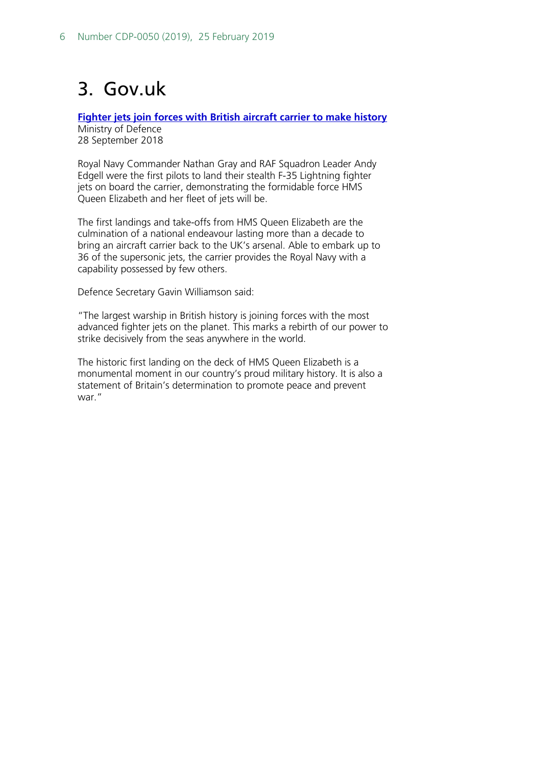# 3. Gov.uk

**[Fighter jets join forces with British aircraft carrier to make history]**
Ministry of Defence
28 September 2018

Royal Navy Commander Nathan Gray and RAF Squadron Leader Andy Edgell were the first pilots to land their stealth F-35 Lightning fighter jets on board the carrier, demonstrating the formidable force HMS Queen Elizabeth and her fleet of jets will be.

The first landings and take-offs from HMS Queen Elizabeth are the culmination of a national endeavour lasting more than a decade to bring an aircraft carrier back to the UK's arsenal. Able to embark up to 36 of the supersonic jets, the carrier provides the Royal Navy with a capability possessed by few others.

Defence Secretary Gavin Williamson said:

"The largest warship in British history is joining forces with the most advanced fighter jets on the planet. This marks a rebirth of our power to strike decisively from the seas anywhere in the world.

The historic first landing on the deck of HMS Queen Elizabeth is a monumental moment in our country's proud military history. It is also a statement of Britain's determination to promote peace and prevent war."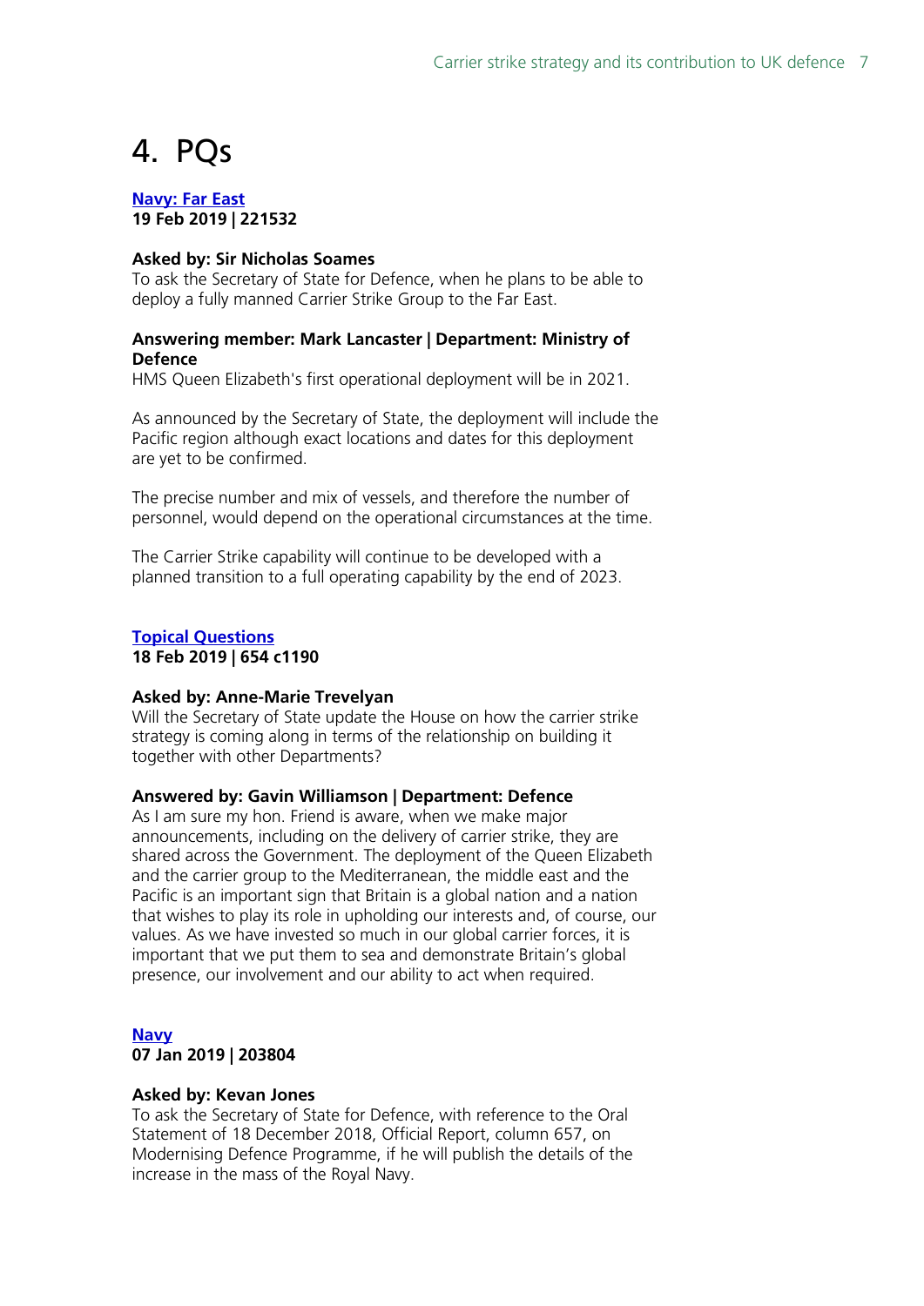# 4. PQs

**Navy: Far East**
**19 Feb 2019 | 221532**

**Asked by: Sir Nicholas Soames**
To ask the Secretary of State for Defence, when he plans to be able to deploy a fully manned Carrier Strike Group to the Far East.

**Answering member: Mark Lancaster | Department: Ministry of Defence**
HMS Queen Elizabeth's first operational deployment will be in 2021.

As announced by the Secretary of State, the deployment will include the Pacific region although exact locations and dates for this deployment are yet to be confirmed.

The precise number and mix of vessels, and therefore the number of personnel, would depend on the operational circumstances at the time.

The Carrier Strike capability will continue to be developed with a planned transition to a full operating capability by the end of 2023.

**Topical Questions**
**18 Feb 2019 | 654 c1190**

**Asked by: Anne-Marie Trevelyan**
Will the Secretary of State update the House on how the carrier strike strategy is coming along in terms of the relationship on building it together with other Departments?

**Answered by: Gavin Williamson | Department: Defence**
As I am sure my hon. Friend is aware, when we make major announcements, including on the delivery of carrier strike, they are shared across the Government. The deployment of the Queen Elizabeth and the carrier group to the Mediterranean, the middle east and the Pacific is an important sign that Britain is a global nation and a nation that wishes to play its role in upholding our interests and, of course, our values. As we have invested so much in our global carrier forces, it is important that we put them to sea and demonstrate Britain's global presence, our involvement and our ability to act when required.

**Navy**
**07 Jan 2019 | 203804**

**Asked by: Kevan Jones**
To ask the Secretary of State for Defence, with reference to the Oral Statement of 18 December 2018, Official Report, column 657, on Modernising Defence Programme, if he will publish the details of the increase in the mass of the Royal Navy.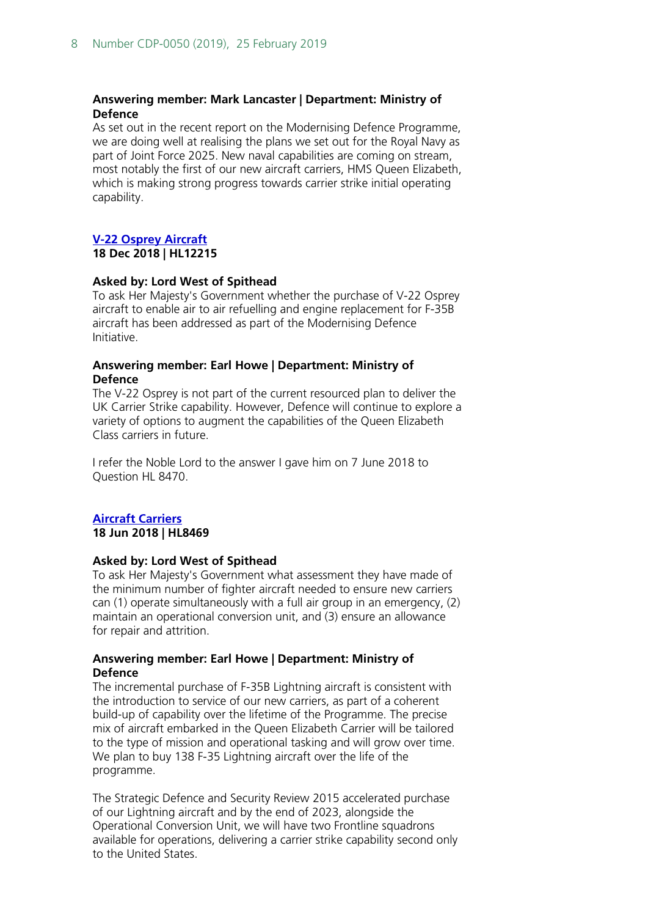**Answering member: Mark Lancaster | Department: Ministry of Defence**

As set out in the recent report on the Modernising Defence Programme, we are doing well at realising the plans we set out for the Royal Navy as part of Joint Force 2025. New naval capabilities are coming on stream, most notably the first of our new aircraft carriers, HMS Queen Elizabeth, which is making strong progress towards carrier strike initial operating capability.

**V-22 Osprey Aircraft**

**18 Dec 2018 | HL12215**

**Asked by: Lord West of Spithead**

To ask Her Majesty's Government whether the purchase of V-22 Osprey aircraft to enable air to air refuelling and engine replacement for F-35B aircraft has been addressed as part of the Modernising Defence Initiative.

**Answering member: Earl Howe | Department: Ministry of Defence**

The V-22 Osprey is not part of the current resourced plan to deliver the UK Carrier Strike capability. However, Defence will continue to explore a variety of options to augment the capabilities of the Queen Elizabeth Class carriers in future.

I refer the Noble Lord to the answer I gave him on 7 June 2018 to Question HL 8470.

**Aircraft Carriers**

**18 Jun 2018 | HL8469**

**Asked by: Lord West of Spithead**

To ask Her Majesty's Government what assessment they have made of the minimum number of fighter aircraft needed to ensure new carriers can (1) operate simultaneously with a full air group in an emergency, (2) maintain an operational conversion unit, and (3) ensure an allowance for repair and attrition.

**Answering member: Earl Howe | Department: Ministry of Defence**

The incremental purchase of F-35B Lightning aircraft is consistent with the introduction to service of our new carriers, as part of a coherent build-up of capability over the lifetime of the Programme. The precise mix of aircraft embarked in the Queen Elizabeth Carrier will be tailored to the type of mission and operational tasking and will grow over time. We plan to buy 138 F-35 Lightning aircraft over the life of the programme.

The Strategic Defence and Security Review 2015 accelerated purchase of our Lightning aircraft and by the end of 2023, alongside the Operational Conversion Unit, we will have two Frontline squadrons available for operations, delivering a carrier strike capability second only to the United States.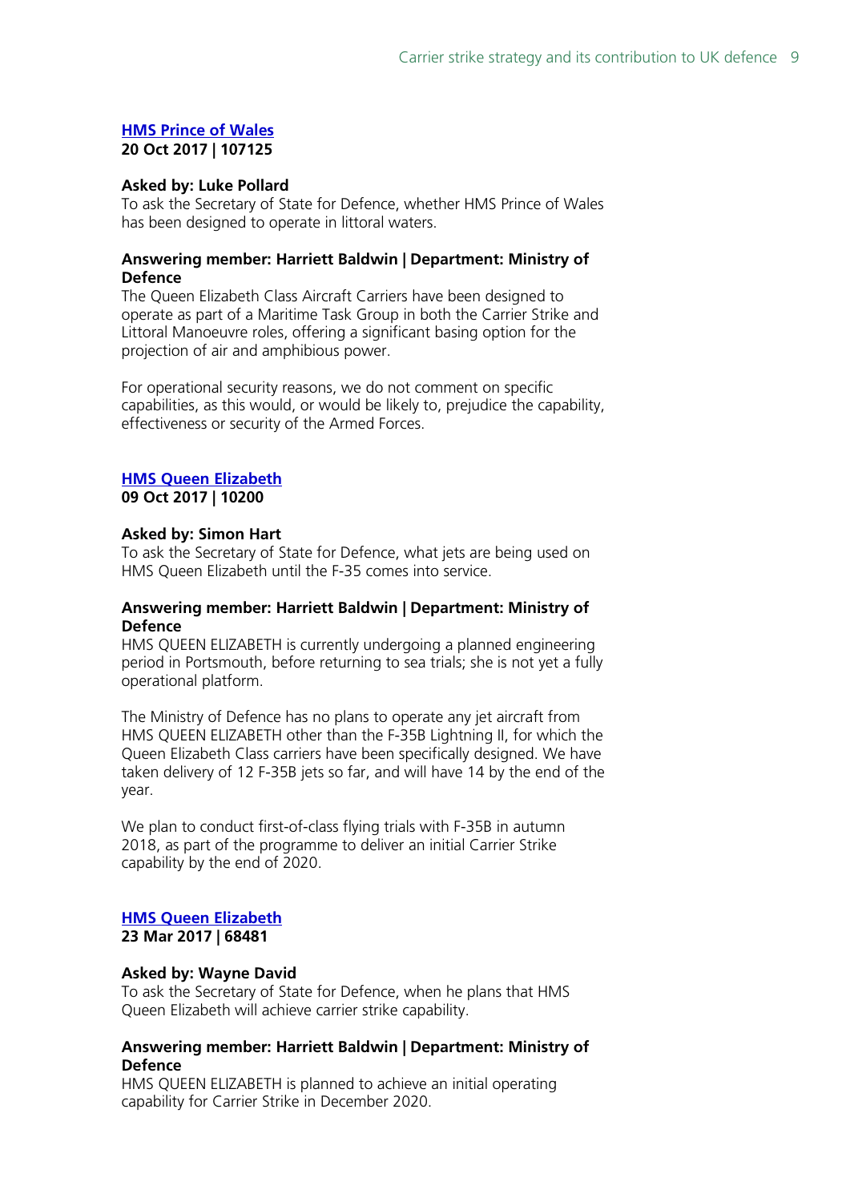### [HMS Prince of Wales](#)

**20 Oct 2017 | 107125**

**Asked by: Luke Pollard**

To ask the Secretary of State for Defence, whether HMS Prince of Wales has been designed to operate in littoral waters.

**Answering member: Harriett Baldwin | Department: Ministry of Defence**

The Queen Elizabeth Class Aircraft Carriers have been designed to operate as part of a Maritime Task Group in both the Carrier Strike and Littoral Manoeuvre roles, offering a significant basing option for the projection of air and amphibious power.

For operational security reasons, we do not comment on specific capabilities, as this would, or would be likely to, prejudice the capability, effectiveness or security of the Armed Forces.

### [HMS Queen Elizabeth](#)

**09 Oct 2017 | 10200**

**Asked by: Simon Hart**

To ask the Secretary of State for Defence, what jets are being used on HMS Queen Elizabeth until the F-35 comes into service.

**Answering member: Harriett Baldwin | Department: Ministry of Defence**

HMS QUEEN ELIZABETH is currently undergoing a planned engineering period in Portsmouth, before returning to sea trials; she is not yet a fully operational platform.

The Ministry of Defence has no plans to operate any jet aircraft from HMS QUEEN ELIZABETH other than the F-35B Lightning II, for which the Queen Elizabeth Class carriers have been specifically designed. We have taken delivery of 12 F-35B jets so far, and will have 14 by the end of the year.

We plan to conduct first-of-class flying trials with F-35B in autumn 2018, as part of the programme to deliver an initial Carrier Strike capability by the end of 2020.

### [HMS Queen Elizabeth](#)

**23 Mar 2017 | 68481**

**Asked by: Wayne David**

To ask the Secretary of State for Defence, when he plans that HMS Queen Elizabeth will achieve carrier strike capability.

**Answering member: Harriett Baldwin | Department: Ministry of Defence**

HMS QUEEN ELIZABETH is planned to achieve an initial operating capability for Carrier Strike in December 2020.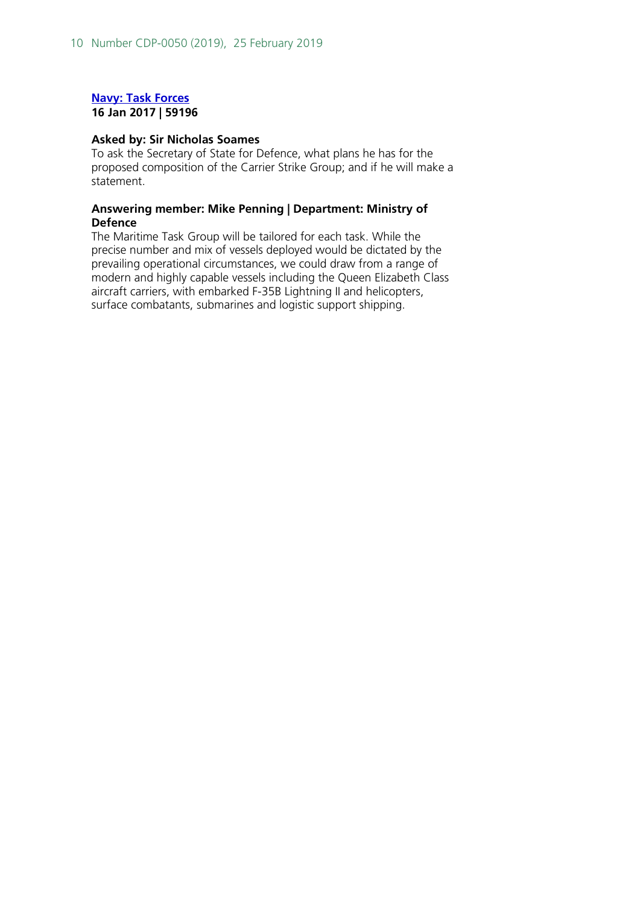**Navy: Task Forces**
**16 Jan 2017 | 59196**

**Asked by: Sir Nicholas Soames**
To ask the Secretary of State for Defence, what plans he has for the proposed composition of the Carrier Strike Group; and if he will make a statement.

**Answering member: Mike Penning | Department: Ministry of Defence**
The Maritime Task Group will be tailored for each task. While the precise number and mix of vessels deployed would be dictated by the prevailing operational circumstances, we could draw from a range of modern and highly capable vessels including the Queen Elizabeth Class aircraft carriers, with embarked F-35B Lightning II and helicopters, surface combatants, submarines and logistic support shipping.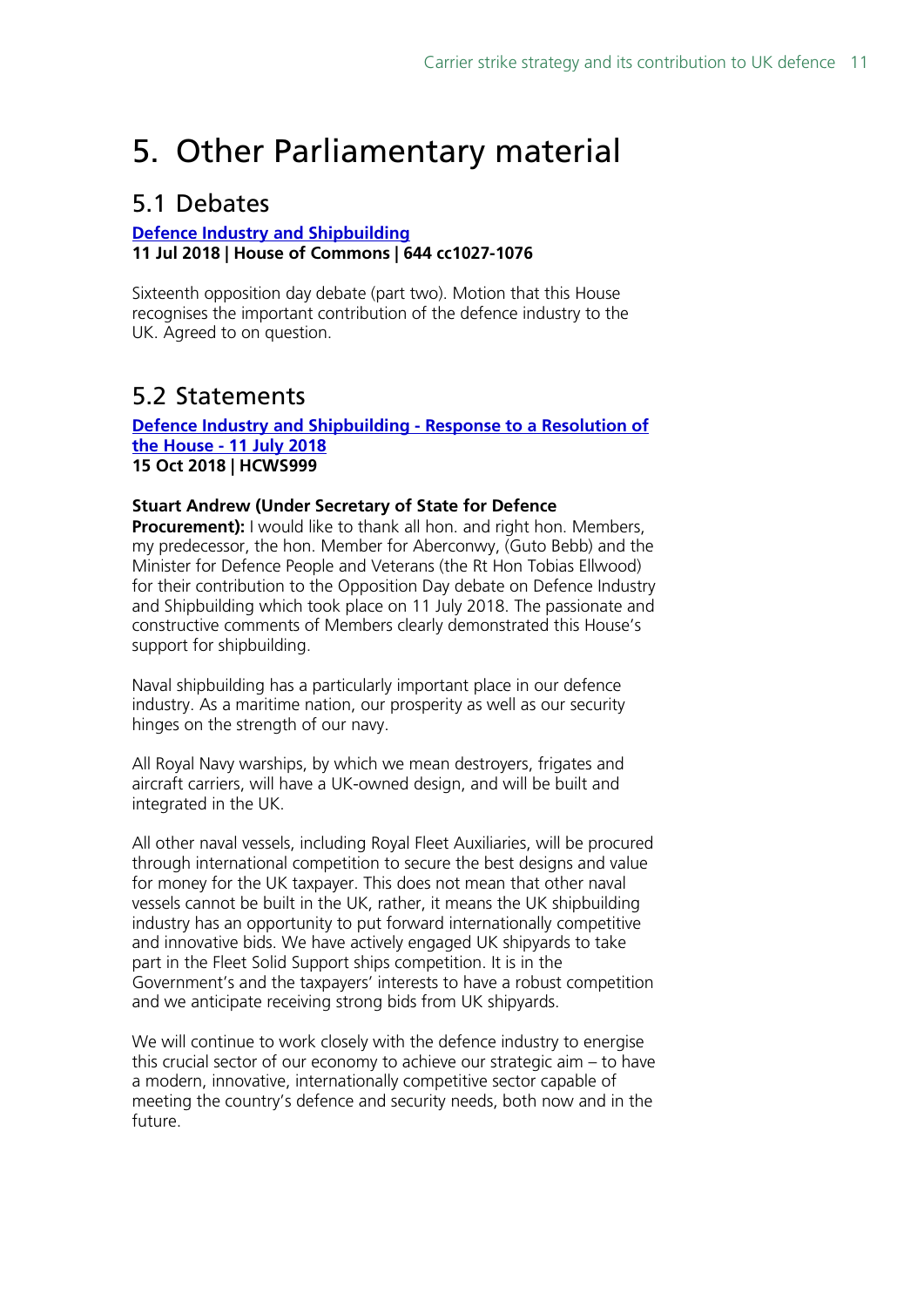# 5. Other Parliamentary material

## 5.1 Debates

**Defence Industry and Shipbuilding**
**11 Jul 2018 | House of Commons | 644 cc1027-1076**

Sixteenth opposition day debate (part two). Motion that this House recognises the important contribution of the defence industry to the UK. Agreed to on question.

## 5.2 Statements

**Defence Industry and Shipbuilding - Response to a Resolution of the House - 11 July 2018**
**15 Oct 2018 | HCWS999**

**Stuart Andrew (Under Secretary of State for Defence Procurement):** I would like to thank all hon. and right hon. Members, my predecessor, the hon. Member for Aberconwy, (Guto Bebb) and the Minister for Defence People and Veterans (the Rt Hon Tobias Ellwood) for their contribution to the Opposition Day debate on Defence Industry and Shipbuilding which took place on 11 July 2018. The passionate and constructive comments of Members clearly demonstrated this House's support for shipbuilding.

Naval shipbuilding has a particularly important place in our defence industry. As a maritime nation, our prosperity as well as our security hinges on the strength of our navy.

All Royal Navy warships, by which we mean destroyers, frigates and aircraft carriers, will have a UK-owned design, and will be built and integrated in the UK.

All other naval vessels, including Royal Fleet Auxiliaries, will be procured through international competition to secure the best designs and value for money for the UK taxpayer. This does not mean that other naval vessels cannot be built in the UK, rather, it means the UK shipbuilding industry has an opportunity to put forward internationally competitive and innovative bids. We have actively engaged UK shipyards to take part in the Fleet Solid Support ships competition. It is in the Government's and the taxpayers' interests to have a robust competition and we anticipate receiving strong bids from UK shipyards.

We will continue to work closely with the defence industry to energise this crucial sector of our economy to achieve our strategic aim – to have a modern, innovative, internationally competitive sector capable of meeting the country's defence and security needs, both now and in the future.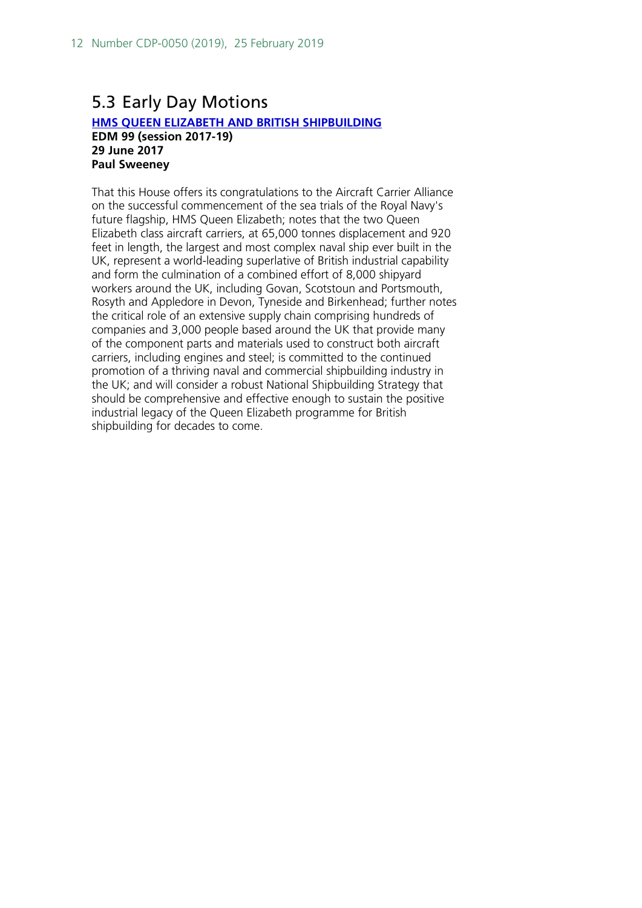## 5.3 Early Day Motions

**HMS QUEEN ELIZABETH AND BRITISH SHIPBUILDING**
**EDM 99 (session 2017-19)**
**29 June 2017**
**Paul Sweeney**

That this House offers its congratulations to the Aircraft Carrier Alliance on the successful commencement of the sea trials of the Royal Navy's future flagship, HMS Queen Elizabeth; notes that the two Queen Elizabeth class aircraft carriers, at 65,000 tonnes displacement and 920 feet in length, the largest and most complex naval ship ever built in the UK, represent a world-leading superlative of British industrial capability and form the culmination of a combined effort of 8,000 shipyard workers around the UK, including Govan, Scotstoun and Portsmouth, Rosyth and Appledore in Devon, Tyneside and Birkenhead; further notes the critical role of an extensive supply chain comprising hundreds of companies and 3,000 people based around the UK that provide many of the component parts and materials used to construct both aircraft carriers, including engines and steel; is committed to the continued promotion of a thriving naval and commercial shipbuilding industry in the UK; and will consider a robust National Shipbuilding Strategy that should be comprehensive and effective enough to sustain the positive industrial legacy of the Queen Elizabeth programme for British shipbuilding for decades to come.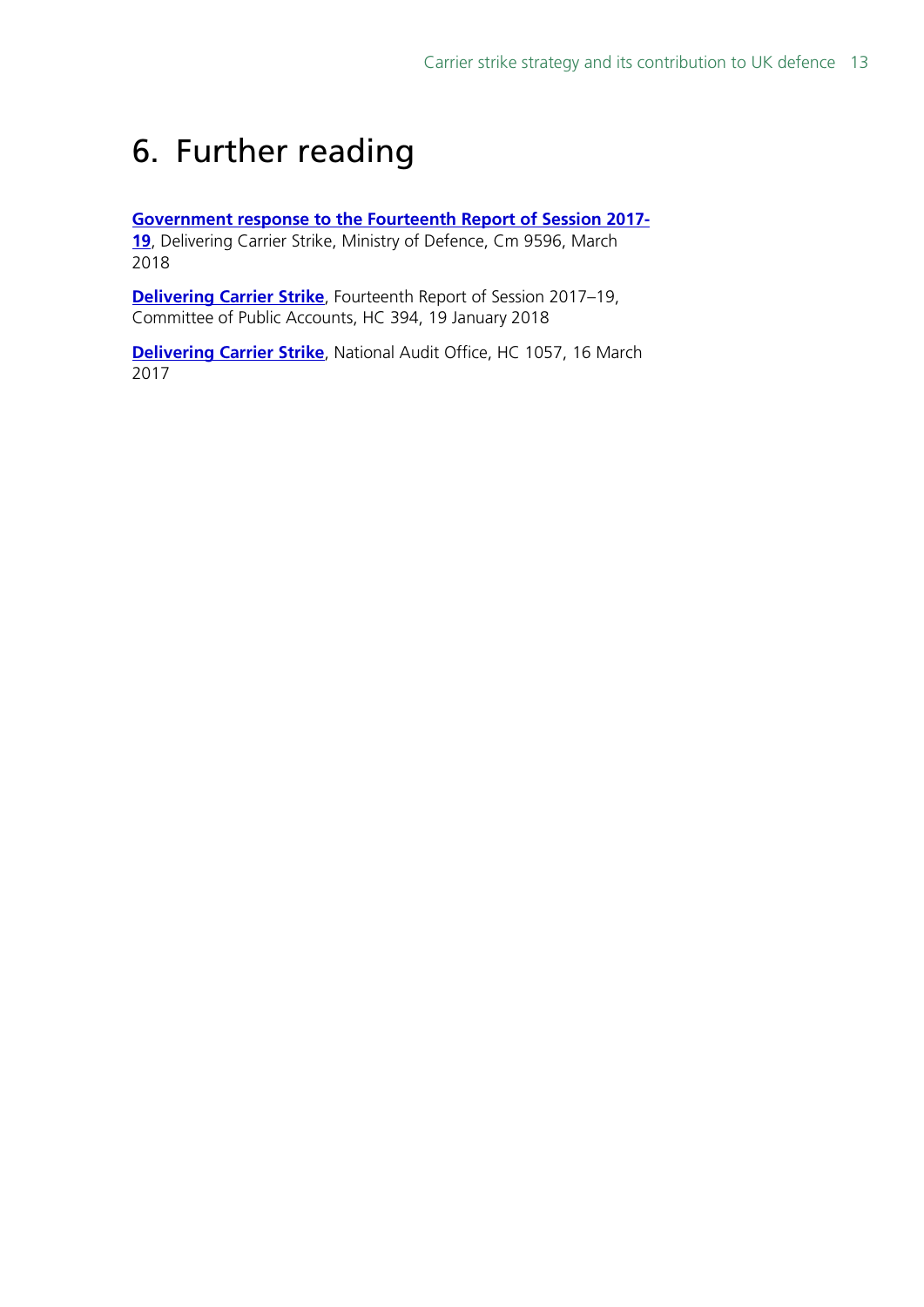# 6. Further reading

**Government response to the Fourteenth Report of Session 2017-19**, Delivering Carrier Strike, Ministry of Defence, Cm 9596, March 2018

**Delivering Carrier Strike**, Fourteenth Report of Session 2017–19, Committee of Public Accounts, HC 394, 19 January 2018

**Delivering Carrier Strike**, National Audit Office, HC 1057, 16 March 2017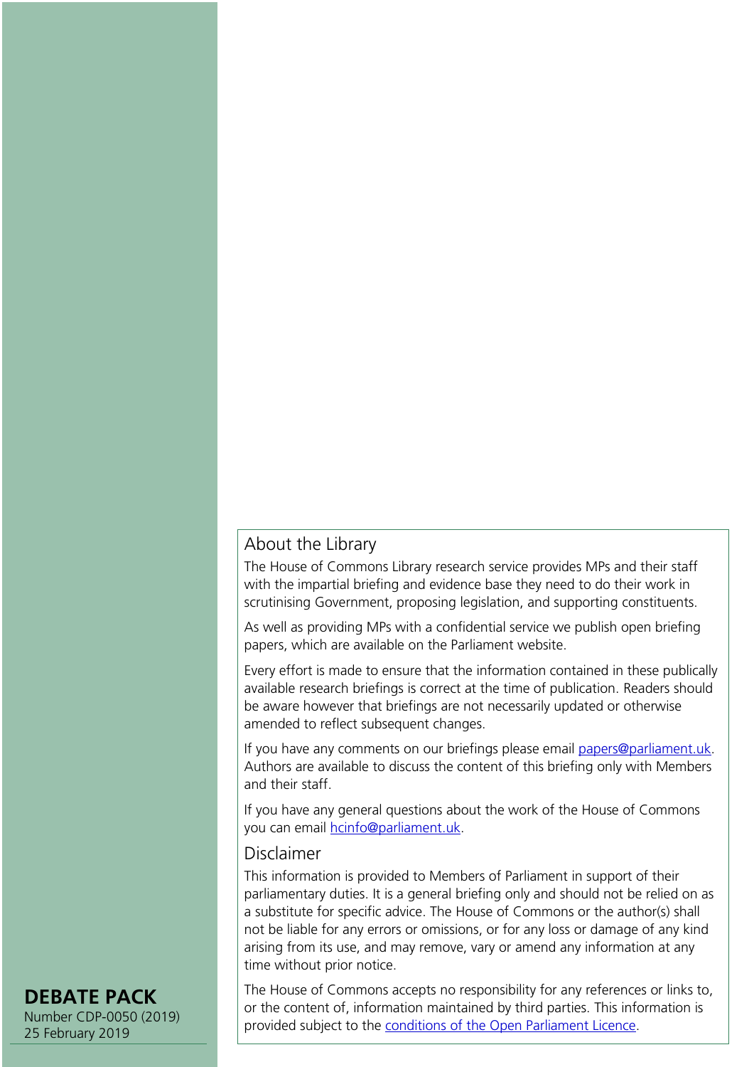## About the Library

The House of Commons Library research service provides MPs and their staff with the impartial briefing and evidence base they need to do their work in scrutinising Government, proposing legislation, and supporting constituents.

As well as providing MPs with a confidential service we publish open briefing papers, which are available on the Parliament website.

Every effort is made to ensure that the information contained in these publically available research briefings is correct at the time of publication. Readers should be aware however that briefings are not necessarily updated or otherwise amended to reflect subsequent changes.

If you have any comments on our briefings please email papers@parliament.uk. Authors are available to discuss the content of this briefing only with Members and their staff.

If you have any general questions about the work of the House of Commons you can email hcinfo@parliament.uk.

## Disclaimer

This information is provided to Members of Parliament in support of their parliamentary duties. It is a general briefing only and should not be relied on as a substitute for specific advice. The House of Commons or the author(s) shall not be liable for any errors or omissions, or for any loss or damage of any kind arising from its use, and may remove, vary or amend any information at any time without prior notice.

The House of Commons accepts no responsibility for any references or links to, or the content of, information maintained by third parties. This information is provided subject to the conditions of the Open Parliament Licence.

**DEBATE PACK**

Number CDP-0050 (2019)

25 February 2019